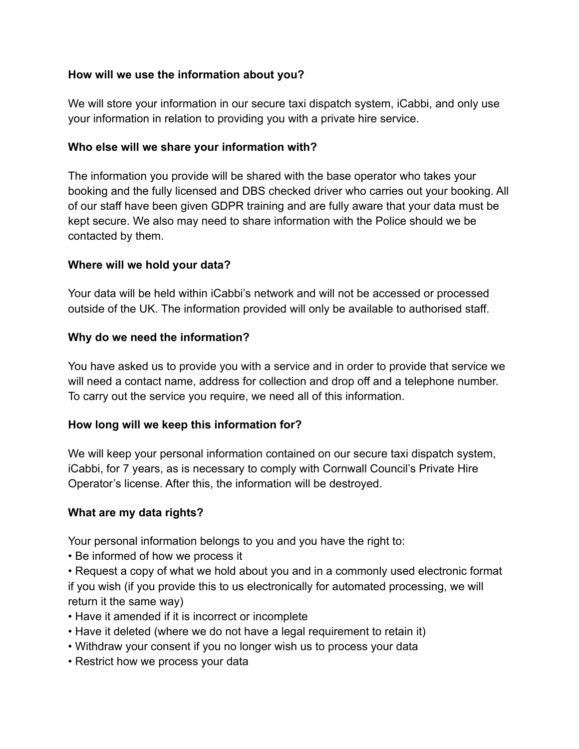**How will we use the information about you?**

We will store your information in our secure taxi dispatch system, iCabbi, and only use your information in relation to providing you with a private hire service.

**Who else will we share your information with?**

The information you provide will be shared with the base operator who takes your booking and the fully licensed and DBS checked driver who carries out your booking. All of our staff have been given GDPR training and are fully aware that your data must be kept secure. We also may need to share information with the Police should we be contacted by them.

**Where will we hold your data?**

Your data will be held within iCabbi's network and will not be accessed or processed outside of the UK. The information provided will only be available to authorised staff.

**Why do we need the information?**

You have asked us to provide you with a service and in order to provide that service we will need a contact name, address for collection and drop off and a telephone number. To carry out the service you require, we need all of this information.

**How long will we keep this information for?**

We will keep your personal information contained on our secure taxi dispatch system, iCabbi, for 7 years, as is necessary to comply with Cornwall Council's Private Hire Operator's license. After this, the information will be destroyed.

**What are my data rights?**

Your personal information belongs to you and you have the right to:

- Be informed of how we process it
- Request a copy of what we hold about you and in a commonly used electronic format if you wish (if you provide this to us electronically for automated processing, we will return it the same way)
- Have it amended if it is incorrect or incomplete
- Have it deleted (where we do not have a legal requirement to retain it)
- Withdraw your consent if you no longer wish us to process your data
- Restrict how we process your data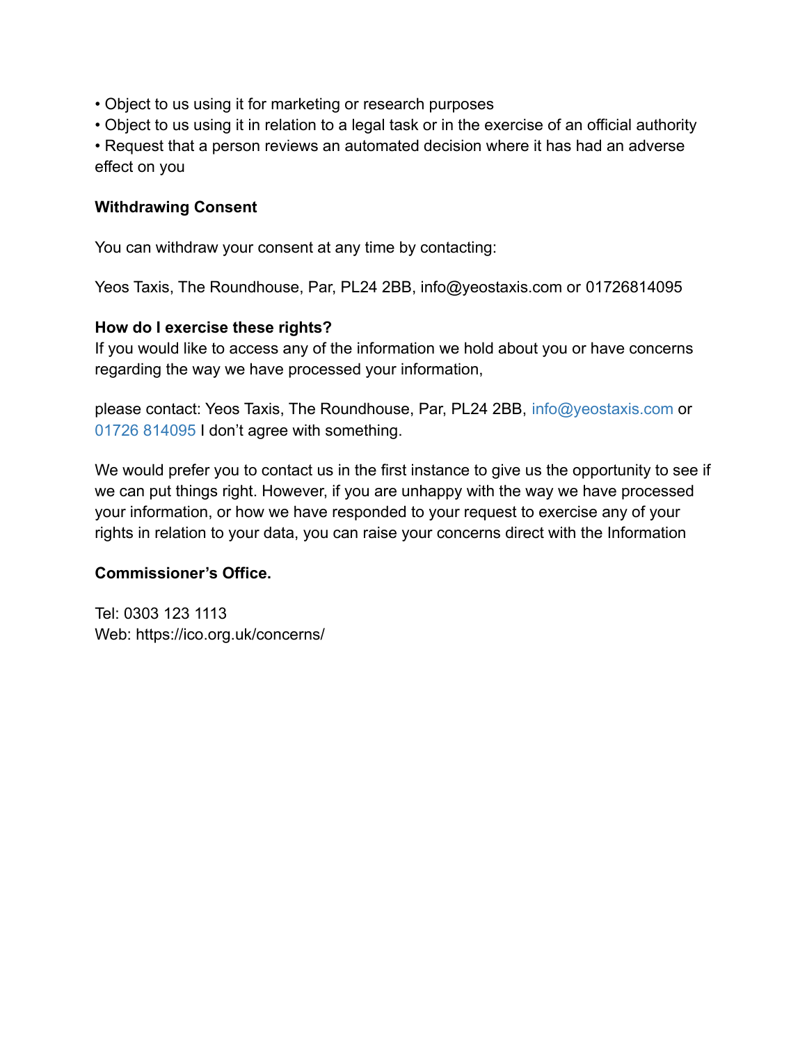- Object to us using it for marketing or research purposes
- Object to us using it in relation to a legal task or in the exercise of an official authority
- Request that a person reviews an automated decision where it has had an adverse effect on you

**Withdrawing Consent**

You can withdraw your consent at any time by contacting:

Yeos Taxis, The Roundhouse, Par, PL24 2BB, info@yeostaxis.com or 01726814095

**How do I exercise these rights?**

If you would like to access any of the information we hold about you or have concerns regarding the way we have processed your information,

please contact: Yeos Taxis, The Roundhouse, Par, PL24 2BB, info@yeostaxis.com or 01726 814095 I don't agree with something.

We would prefer you to contact us in the first instance to give us the opportunity to see if we can put things right. However, if you are unhappy with the way we have processed your information, or how we have responded to your request to exercise any of your rights in relation to your data, you can raise your concerns direct with the Information

**Commissioner's Office.**

Tel: 0303 123 1113
Web: https://ico.org.uk/concerns/